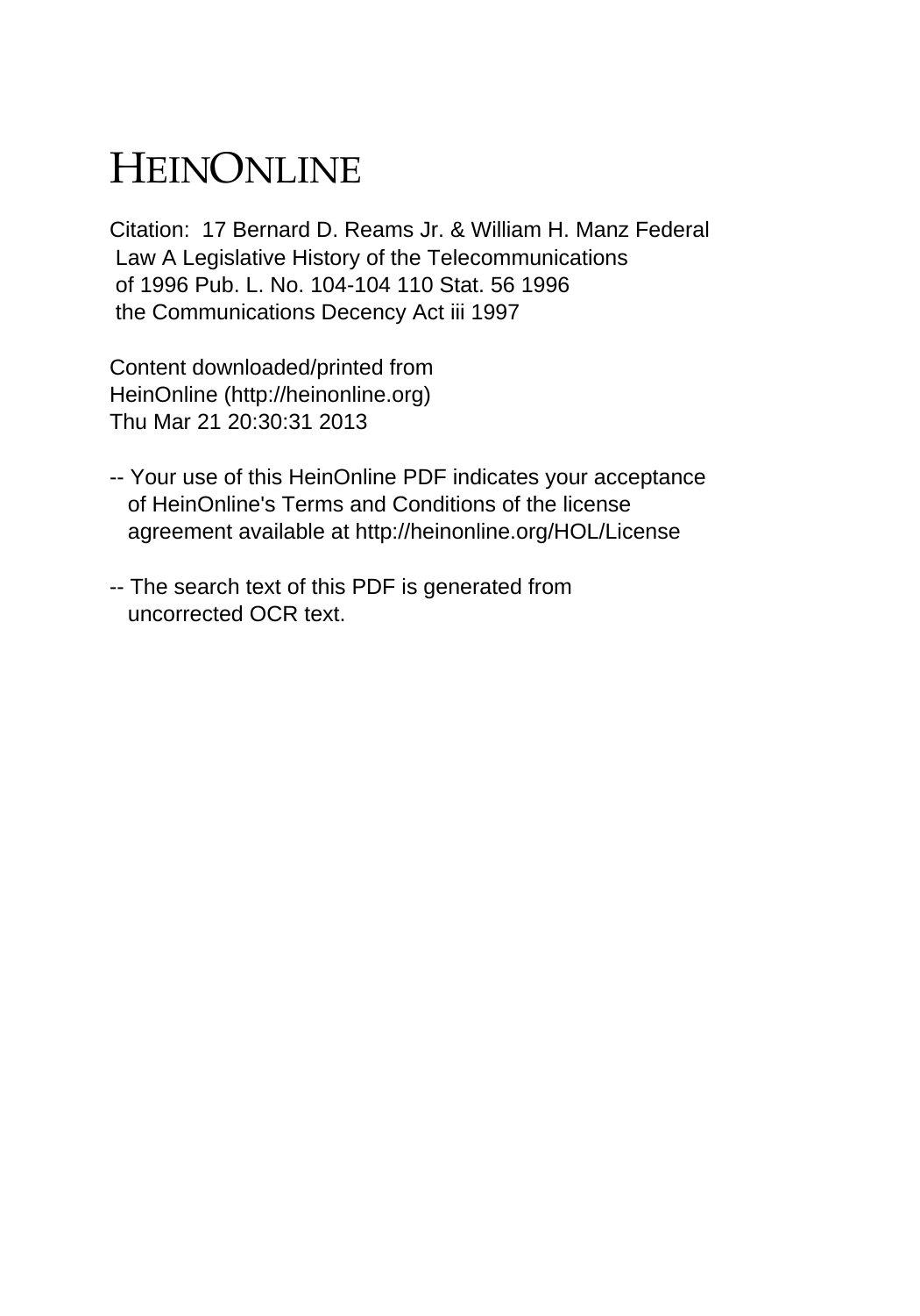# HEINONLINE

Citation: 17 Bernard D. Reams Jr. & William H. Manz Federal Law A Legislative History of the Telecommunications of 1996 Pub. L. No. 104-104 110 Stat. 56 1996 the Communications Decency Act iii 1997

Content downloaded/printed from HeinOnline (http://heinonline.org) Thu Mar 21 20:30:31 2013

-- Your use of this HeinOnline PDF indicates your acceptance of HeinOnline's Terms and Conditions of the license agreement available at http://heinonline.org/HOL/License

-- The search text of this PDF is generated from uncorrected OCR text.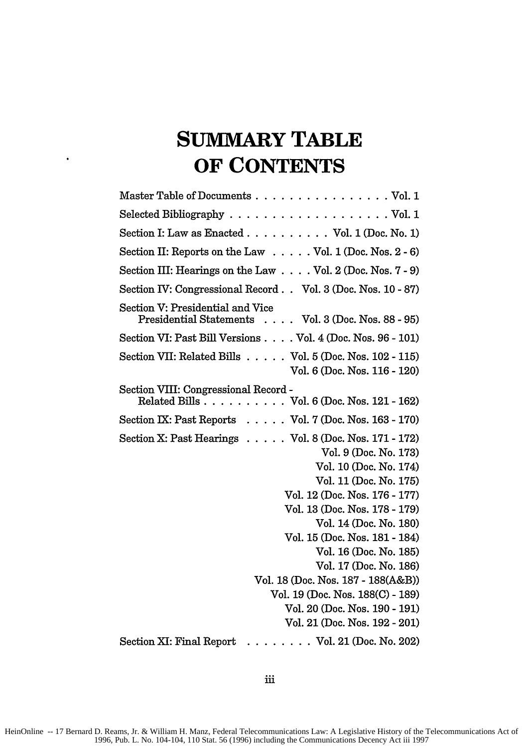# SUMMARY TABLE OF CONTENTS

| | |
|---|---|
| Master Table of Documents | Vol. 1 |
| Selected Bibliography | Vol. 1 |
| Section I: Law as Enacted | Vol. 1 (Doc. No. 1) |
| Section II: Reports on the Law | Vol. 1 (Doc. Nos. 2 - 6) |
| Section III: Hearings on the Law | Vol. 2 (Doc. Nos. 7 - 9) |
| Section IV: Congressional Record | Vol. 3 (Doc. Nos. 10 - 87) |
| Section V: Presidential and Vice Presidential Statements | Vol. 3 (Doc. Nos. 88 - 95) |
| Section VI: Past Bill Versions | Vol. 4 (Doc. Nos. 96 - 101) |
| Section VII: Related Bills | Vol. 5 (Doc. Nos. 102 - 115) |
| | Vol. 6 (Doc. Nos. 116 - 120) |
| Section VIII: Congressional Record - Related Bills | Vol. 6 (Doc. Nos. 121 - 162) |
| Section IX: Past Reports | Vol. 7 (Doc. Nos. 163 - 170) |
| Section X: Past Hearings | Vol. 8 (Doc. Nos. 171 - 172) |
| | Vol. 9 (Doc. No. 173) |
| | Vol. 10 (Doc. No. 174) |
| | Vol. 11 (Doc. No. 175) |
| | Vol. 12 (Doc. Nos. 176 - 177) |
| | Vol. 13 (Doc. Nos. 178 - 179) |
| | Vol. 14 (Doc. No. 180) |
| | Vol. 15 (Doc. Nos. 181 - 184) |
| | Vol. 16 (Doc. No. 185) |
| | Vol. 17 (Doc. No. 186) |
| | Vol. 18 (Doc. Nos. 187 - 188(A&B)) |
| | Vol. 19 (Doc. Nos. 188(C) - 189) |
| | Vol. 20 (Doc. Nos. 190 - 191) |
| | Vol. 21 (Doc. Nos. 192 - 201) |
| Section XI: Final Report | Vol. 21 (Doc. No. 202) |